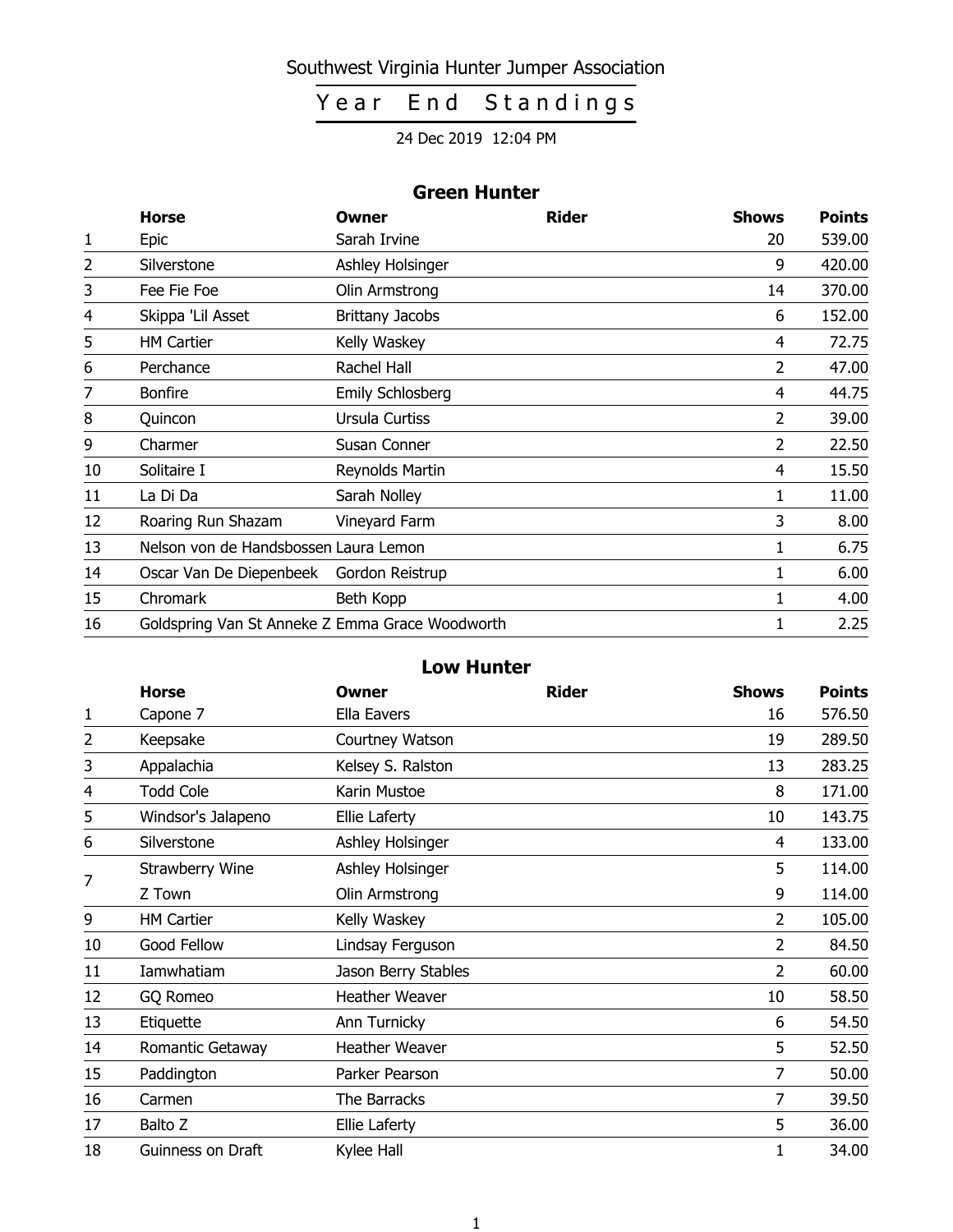Southwest Virginia Hunter Jumper Association

# Year End Standings

24 Dec 2019 12:04 PM

## Green Hunter

| | Horse | Owner | Rider | Shows | Points |
|---|---|---|---|---|---|
| 1 | Epic | Sarah Irvine | | 20 | 539.00 |
| 2 | Silverstone | Ashley Holsinger | | 9 | 420.00 |
| 3 | Fee Fie Foe | Olin Armstrong | | 14 | 370.00 |
| 4 | Skippa 'Lil Asset | Brittany Jacobs | | 6 | 152.00 |
| 5 | HM Cartier | Kelly Waskey | | 4 | 72.75 |
| 6 | Perchance | Rachel Hall | | 2 | 47.00 |
| 7 | Bonfire | Emily Schlosberg | | 4 | 44.75 |
| 8 | Quincon | Ursula Curtiss | | 2 | 39.00 |
| 9 | Charmer | Susan Conner | | 2 | 22.50 |
| 10 | Solitaire I | Reynolds Martin | | 4 | 15.50 |
| 11 | La Di Da | Sarah Nolley | | 1 | 11.00 |
| 12 | Roaring Run Shazam | Vineyard Farm | | 3 | 8.00 |
| 13 | Nelson von de Handsbossen | Laura Lemon | | 1 | 6.75 |
| 14 | Oscar Van De Diepenbeek | Gordon Reistrup | | 1 | 6.00 |
| 15 | Chromark | Beth Kopp | | 1 | 4.00 |
| 16 | Goldspring Van St Anneke Z | Emma Grace Woodworth | | 1 | 2.25 |

## Low Hunter

| | Horse | Owner | Rider | Shows | Points |
|---|---|---|---|---|---|
| 1 | Capone 7 | Ella Eavers | | 16 | 576.50 |
| 2 | Keepsake | Courtney Watson | | 19 | 289.50 |
| 3 | Appalachia | Kelsey S. Ralston | | 13 | 283.25 |
| 4 | Todd Cole | Karin Mustoe | | 8 | 171.00 |
| 5 | Windsor's Jalapeno | Ellie Laferty | | 10 | 143.75 |
| 6 | Silverstone | Ashley Holsinger | | 4 | 133.00 |
| 7 | Strawberry Wine | Ashley Holsinger | | 5 | 114.00 |
| | Z Town | Olin Armstrong | | 9 | 114.00 |
| 9 | HM Cartier | Kelly Waskey | | 2 | 105.00 |
| 10 | Good Fellow | Lindsay Ferguson | | 2 | 84.50 |
| 11 | Iamwhatiam | Jason Berry Stables | | 2 | 60.00 |
| 12 | GQ Romeo | Heather Weaver | | 10 | 58.50 |
| 13 | Etiquette | Ann Turnicky | | 6 | 54.50 |
| 14 | Romantic Getaway | Heather Weaver | | 5 | 52.50 |
| 15 | Paddington | Parker Pearson | | 7 | 50.00 |
| 16 | Carmen | The Barracks | | 7 | 39.50 |
| 17 | Balto Z | Ellie Laferty | | 5 | 36.00 |
| 18 | Guinness on Draft | Kylee Hall | | 1 | 34.00 |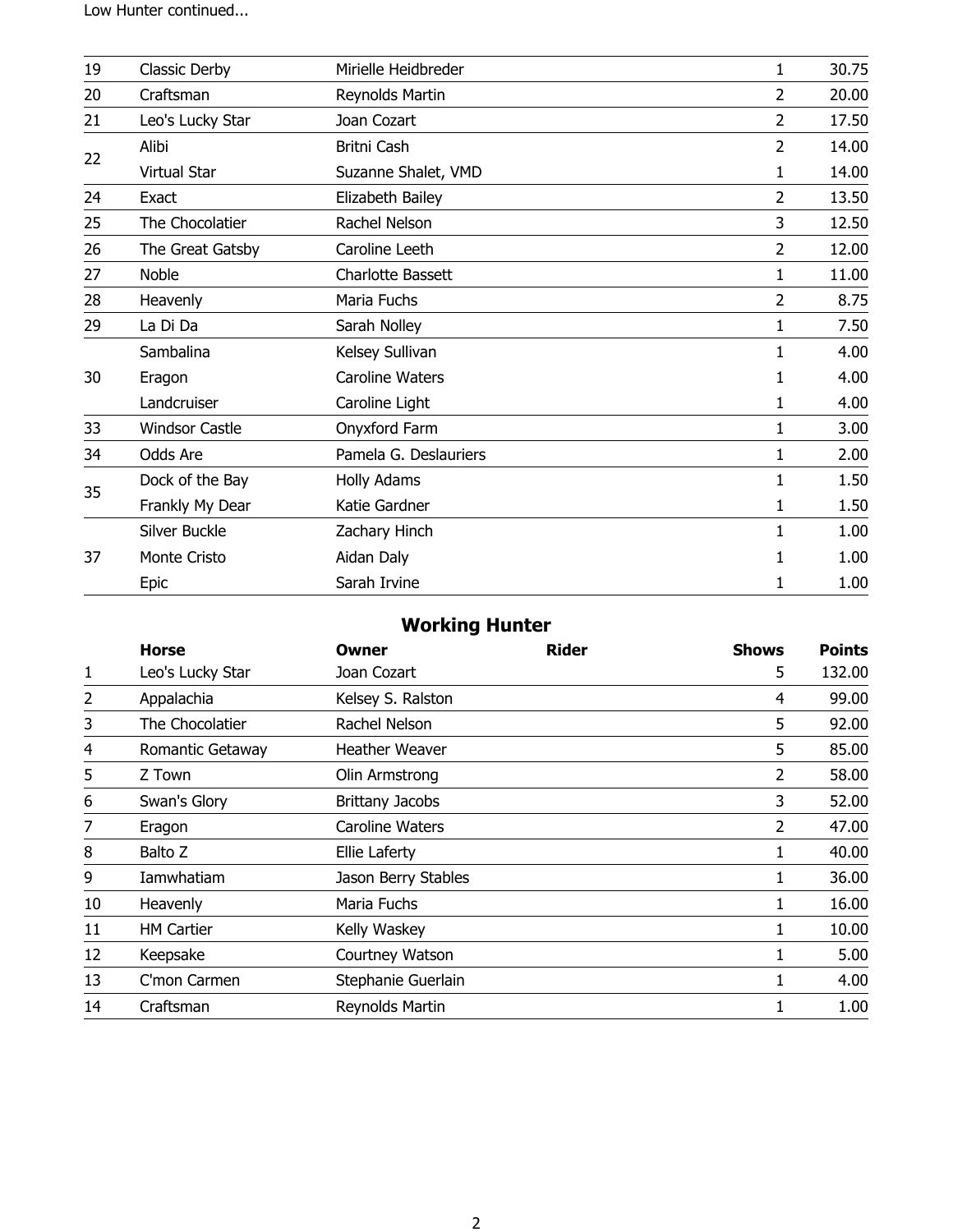Low Hunter continued...

| | | | | |
|---|---|---|---|---|
| 19 | Classic Derby | Mirielle Heidbreder | 1 | 30.75 |
| 20 | Craftsman | Reynolds Martin | 2 | 20.00 |
| 21 | Leo's Lucky Star | Joan Cozart | 2 | 17.50 |
| 22 | Alibi | Britni Cash | 2 | 14.00 |
| | Virtual Star | Suzanne Shalet, VMD | 1 | 14.00 |
| 24 | Exact | Elizabeth Bailey | 2 | 13.50 |
| 25 | The Chocolatier | Rachel Nelson | 3 | 12.50 |
| 26 | The Great Gatsby | Caroline Leeth | 2 | 12.00 |
| 27 | Noble | Charlotte Bassett | 1 | 11.00 |
| 28 | Heavenly | Maria Fuchs | 2 | 8.75 |
| 29 | La Di Da | Sarah Nolley | 1 | 7.50 |
| 30 | Sambalina | Kelsey Sullivan | 1 | 4.00 |
| | Eragon | Caroline Waters | 1 | 4.00 |
| | Landcruiser | Caroline Light | 1 | 4.00 |
| 33 | Windsor Castle | Onyxford Farm | 1 | 3.00 |
| 34 | Odds Are | Pamela G. Deslauriers | 1 | 2.00 |
| 35 | Dock of the Bay | Holly Adams | 1 | 1.50 |
| | Frankly My Dear | Katie Gardner | 1 | 1.50 |
| 37 | Silver Buckle | Zachary Hinch | 1 | 1.00 |
| | Monte Cristo | Aidan Daly | 1 | 1.00 |
| | Epic | Sarah Irvine | 1 | 1.00 |

## Working Hunter

| | Horse | Owner | Rider | Shows | Points |
|---|---|---|---|---|---|
| 1 | Leo's Lucky Star | Joan Cozart | | 5 | 132.00 |
| 2 | Appalachia | Kelsey S. Ralston | | 4 | 99.00 |
| 3 | The Chocolatier | Rachel Nelson | | 5 | 92.00 |
| 4 | Romantic Getaway | Heather Weaver | | 5 | 85.00 |
| 5 | Z Town | Olin Armstrong | | 2 | 58.00 |
| 6 | Swan's Glory | Brittany Jacobs | | 3 | 52.00 |
| 7 | Eragon | Caroline Waters | | 2 | 47.00 |
| 8 | Balto Z | Ellie Laferty | | 1 | 40.00 |
| 9 | Iamwhatiam | Jason Berry Stables | | 1 | 36.00 |
| 10 | Heavenly | Maria Fuchs | | 1 | 16.00 |
| 11 | HM Cartier | Kelly Waskey | | 1 | 10.00 |
| 12 | Keepsake | Courtney Watson | | 1 | 5.00 |
| 13 | C'mon Carmen | Stephanie Guerlain | | 1 | 4.00 |
| 14 | Craftsman | Reynolds Martin | | 1 | 1.00 |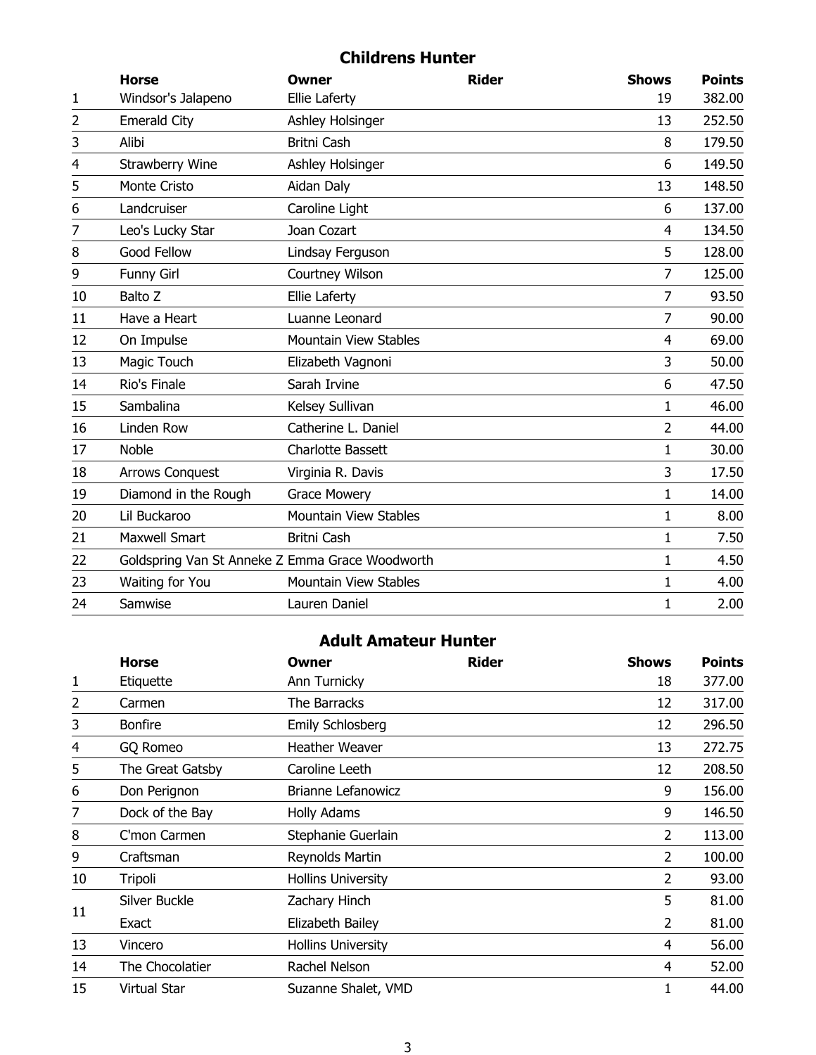## Childrens Hunter

| | Horse | Owner | Rider | Shows | Points |
|---|---|---|---|---|---|
| 1 | Windsor's Jalapeno | Ellie Laferty | | 19 | 382.00 |
| 2 | Emerald City | Ashley Holsinger | | 13 | 252.50 |
| 3 | Alibi | Britni Cash | | 8 | 179.50 |
| 4 | Strawberry Wine | Ashley Holsinger | | 6 | 149.50 |
| 5 | Monte Cristo | Aidan Daly | | 13 | 148.50 |
| 6 | Landcruiser | Caroline Light | | 6 | 137.00 |
| 7 | Leo's Lucky Star | Joan Cozart | | 4 | 134.50 |
| 8 | Good Fellow | Lindsay Ferguson | | 5 | 128.00 |
| 9 | Funny Girl | Courtney Wilson | | 7 | 125.00 |
| 10 | Balto Z | Ellie Laferty | | 7 | 93.50 |
| 11 | Have a Heart | Luanne Leonard | | 7 | 90.00 |
| 12 | On Impulse | Mountain View Stables | | 4 | 69.00 |
| 13 | Magic Touch | Elizabeth Vagnoni | | 3 | 50.00 |
| 14 | Rio's Finale | Sarah Irvine | | 6 | 47.50 |
| 15 | Sambalina | Kelsey Sullivan | | 1 | 46.00 |
| 16 | Linden Row | Catherine L. Daniel | | 2 | 44.00 |
| 17 | Noble | Charlotte Bassett | | 1 | 30.00 |
| 18 | Arrows Conquest | Virginia R. Davis | | 3 | 17.50 |
| 19 | Diamond in the Rough | Grace Mowery | | 1 | 14.00 |
| 20 | Lil Buckaroo | Mountain View Stables | | 1 | 8.00 |
| 21 | Maxwell Smart | Britni Cash | | 1 | 7.50 |
| 22 | Goldspring Van St Anneke Z | Emma Grace Woodworth | | 1 | 4.50 |
| 23 | Waiting for You | Mountain View Stables | | 1 | 4.00 |
| 24 | Samwise | Lauren Daniel | | 1 | 2.00 |

## Adult Amateur Hunter

| | Horse | Owner | Rider | Shows | Points |
|---|---|---|---|---|---|
| 1 | Etiquette | Ann Turnicky | | 18 | 377.00 |
| 2 | Carmen | The Barracks | | 12 | 317.00 |
| 3 | Bonfire | Emily Schlosberg | | 12 | 296.50 |
| 4 | GQ Romeo | Heather Weaver | | 13 | 272.75 |
| 5 | The Great Gatsby | Caroline Leeth | | 12 | 208.50 |
| 6 | Don Perignon | Brianne Lefanowicz | | 9 | 156.00 |
| 7 | Dock of the Bay | Holly Adams | | 9 | 146.50 |
| 8 | C'mon Carmen | Stephanie Guerlain | | 2 | 113.00 |
| 9 | Craftsman | Reynolds Martin | | 2 | 100.00 |
| 10 | Tripoli | Hollins University | | 2 | 93.00 |
| 11 | Silver Buckle | Zachary Hinch | | 5 | 81.00 |
| | Exact | Elizabeth Bailey | | 2 | 81.00 |
| 13 | Vincero | Hollins University | | 4 | 56.00 |
| 14 | The Chocolatier | Rachel Nelson | | 4 | 52.00 |
| 15 | Virtual Star | Suzanne Shalet, VMD | | 1 | 44.00 |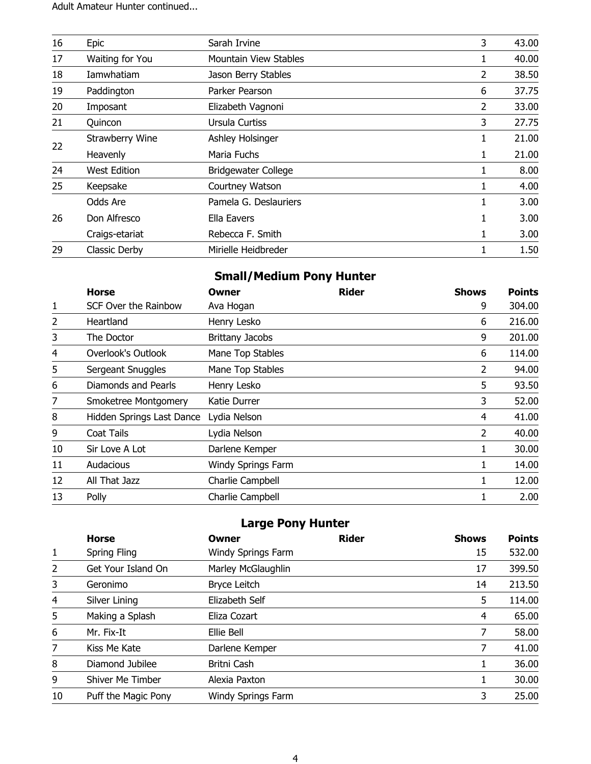Adult Amateur Hunter continued...

| | | | | | |
|---|---|---|---|---|---|
| 16 | Epic | Sarah Irvine | | 3 | 43.00 |
| 17 | Waiting for You | Mountain View Stables | | 1 | 40.00 |
| 18 | Iamwhatiam | Jason Berry Stables | | 2 | 38.50 |
| 19 | Paddington | Parker Pearson | | 6 | 37.75 |
| 20 | Imposant | Elizabeth Vagnoni | | 2 | 33.00 |
| 21 | Quincon | Ursula Curtiss | | 3 | 27.75 |
| 22 | Strawberry Wine | Ashley Holsinger | | 1 | 21.00 |
| | Heavenly | Maria Fuchs | | 1 | 21.00 |
| 24 | West Edition | Bridgewater College | | 1 | 8.00 |
| 25 | Keepsake | Courtney Watson | | 1 | 4.00 |
| 26 | Odds Are | Pamela G. Deslauriers | | 1 | 3.00 |
| | Don Alfresco | Ella Eavers | | 1 | 3.00 |
| | Craigs-etariat | Rebecca F. Smith | | 1 | 3.00 |
| 29 | Classic Derby | Mirielle Heidbreder | | 1 | 1.50 |

## Small/Medium Pony Hunter

| | Horse | Owner | Rider | Shows | Points |
|---|---|---|---|---|---|
| 1 | SCF Over the Rainbow | Ava Hogan | | 9 | 304.00 |
| 2 | Heartland | Henry Lesko | | 6 | 216.00 |
| 3 | The Doctor | Brittany Jacobs | | 9 | 201.00 |
| 4 | Overlook's Outlook | Mane Top Stables | | 6 | 114.00 |
| 5 | Sergeant Snuggles | Mane Top Stables | | 2 | 94.00 |
| 6 | Diamonds and Pearls | Henry Lesko | | 5 | 93.50 |
| 7 | Smoketree Montgomery | Katie Durrer | | 3 | 52.00 |
| 8 | Hidden Springs Last Dance | Lydia Nelson | | 4 | 41.00 |
| 9 | Coat Tails | Lydia Nelson | | 2 | 40.00 |
| 10 | Sir Love A Lot | Darlene Kemper | | 1 | 30.00 |
| 11 | Audacious | Windy Springs Farm | | 1 | 14.00 |
| 12 | All That Jazz | Charlie Campbell | | 1 | 12.00 |
| 13 | Polly | Charlie Campbell | | 1 | 2.00 |

## Large Pony Hunter

| | Horse | Owner | Rider | Shows | Points |
|---|---|---|---|---|---|
| 1 | Spring Fling | Windy Springs Farm | | 15 | 532.00 |
| 2 | Get Your Island On | Marley McGlaughlin | | 17 | 399.50 |
| 3 | Geronimo | Bryce Leitch | | 14 | 213.50 |
| 4 | Silver Lining | Elizabeth Self | | 5 | 114.00 |
| 5 | Making a Splash | Eliza Cozart | | 4 | 65.00 |
| 6 | Mr. Fix-It | Ellie Bell | | 7 | 58.00 |
| 7 | Kiss Me Kate | Darlene Kemper | | 7 | 41.00 |
| 8 | Diamond Jubilee | Britni Cash | | 1 | 36.00 |
| 9 | Shiver Me Timber | Alexia Paxton | | 1 | 30.00 |
| 10 | Puff the Magic Pony | Windy Springs Farm | | 3 | 25.00 |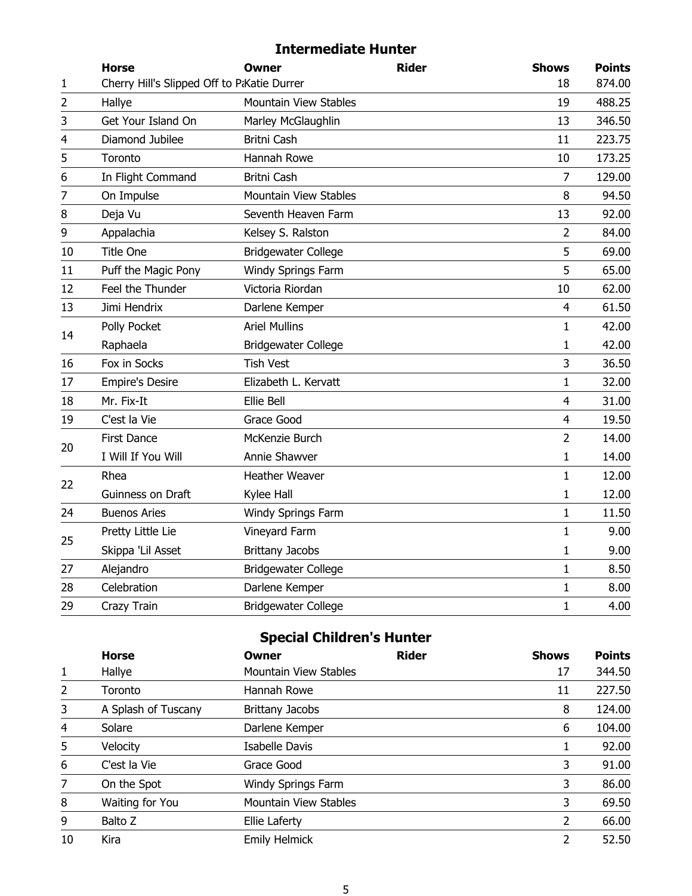## Intermediate Hunter

| | Horse | Owner | Rider | Shows | Points |
|---|---|---|---|---|---|
| 1 | Cherry Hill's Slipped Off to P | Katie Durrer | | 18 | 874.00 |
| 2 | Hallye | Mountain View Stables | | 19 | 488.25 |
| 3 | Get Your Island On | Marley McGlaughlin | | 13 | 346.50 |
| 4 | Diamond Jubilee | Britni Cash | | 11 | 223.75 |
| 5 | Toronto | Hannah Rowe | | 10 | 173.25 |
| 6 | In Flight Command | Britni Cash | | 7 | 129.00 |
| 7 | On Impulse | Mountain View Stables | | 8 | 94.50 |
| 8 | Deja Vu | Seventh Heaven Farm | | 13 | 92.00 |
| 9 | Appalachia | Kelsey S. Ralston | | 2 | 84.00 |
| 10 | Title One | Bridgewater College | | 5 | 69.00 |
| 11 | Puff the Magic Pony | Windy Springs Farm | | 5 | 65.00 |
| 12 | Feel the Thunder | Victoria Riordan | | 10 | 62.00 |
| 13 | Jimi Hendrix | Darlene Kemper | | 4 | 61.50 |
| 14 | Polly Pocket | Ariel Mullins | | 1 | 42.00 |
| | Raphaela | Bridgewater College | | 1 | 42.00 |
| 16 | Fox in Socks | Tish Vest | | 3 | 36.50 |
| 17 | Empire's Desire | Elizabeth L. Kervatt | | 1 | 32.00 |
| 18 | Mr. Fix-It | Ellie Bell | | 4 | 31.00 |
| 19 | C'est la Vie | Grace Good | | 4 | 19.50 |
| 20 | First Dance | McKenzie Burch | | 2 | 14.00 |
| | I Will If You Will | Annie Shawver | | 1 | 14.00 |
| 22 | Rhea | Heather Weaver | | 1 | 12.00 |
| | Guinness on Draft | Kylee Hall | | 1 | 12.00 |
| 24 | Buenos Aries | Windy Springs Farm | | 1 | 11.50 |
| 25 | Pretty Little Lie | Vineyard Farm | | 1 | 9.00 |
| | Skippa 'Lil Asset | Brittany Jacobs | | 1 | 9.00 |
| 27 | Alejandro | Bridgewater College | | 1 | 8.50 |
| 28 | Celebration | Darlene Kemper | | 1 | 8.00 |
| 29 | Crazy Train | Bridgewater College | | 1 | 4.00 |

## Special Children's Hunter

| | Horse | Owner | Rider | Shows | Points |
|---|---|---|---|---|---|
| 1 | Hallye | Mountain View Stables | | 17 | 344.50 |
| 2 | Toronto | Hannah Rowe | | 11 | 227.50 |
| 3 | A Splash of Tuscany | Brittany Jacobs | | 8 | 124.00 |
| 4 | Solare | Darlene Kemper | | 6 | 104.00 |
| 5 | Velocity | Isabelle Davis | | 1 | 92.00 |
| 6 | C'est la Vie | Grace Good | | 3 | 91.00 |
| 7 | On the Spot | Windy Springs Farm | | 3 | 86.00 |
| 8 | Waiting for You | Mountain View Stables | | 3 | 69.50 |
| 9 | Balto Z | Ellie Laferty | | 2 | 66.00 |
| 10 | Kira | Emily Helmick | | 2 | 52.50 |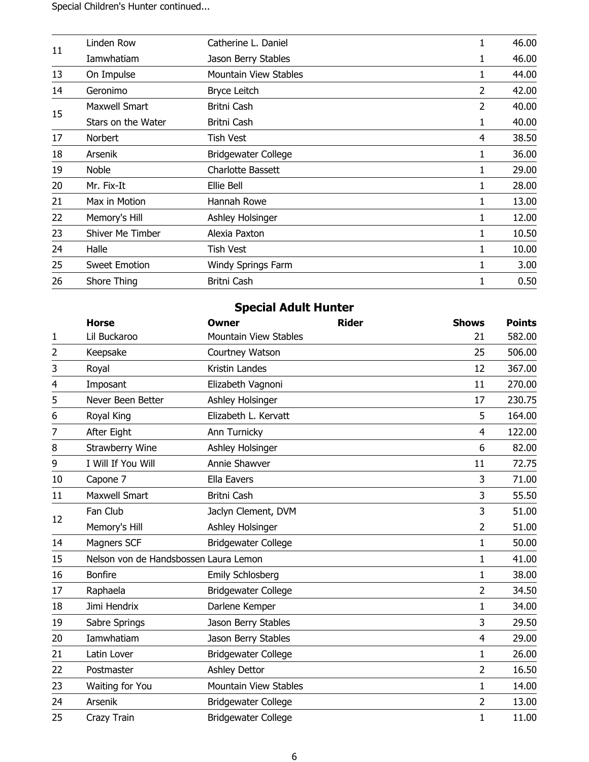Special Children's Hunter continued...

| | | | | | |
|---|---|---|---|---|---|
| 11 | Linden Row | Catherine L. Daniel | | 1 | 46.00 |
| | Iamwhatiam | Jason Berry Stables | | 1 | 46.00 |
| 13 | On Impulse | Mountain View Stables | | 1 | 44.00 |
| 14 | Geronimo | Bryce Leitch | | 2 | 42.00 |
| 15 | Maxwell Smart | Britni Cash | | 2 | 40.00 |
| | Stars on the Water | Britni Cash | | 1 | 40.00 |
| 17 | Norbert | Tish Vest | | 4 | 38.50 |
| 18 | Arsenik | Bridgewater College | | 1 | 36.00 |
| 19 | Noble | Charlotte Bassett | | 1 | 29.00 |
| 20 | Mr. Fix-It | Ellie Bell | | 1 | 28.00 |
| 21 | Max in Motion | Hannah Rowe | | 1 | 13.00 |
| 22 | Memory's Hill | Ashley Holsinger | | 1 | 12.00 |
| 23 | Shiver Me Timber | Alexia Paxton | | 1 | 10.50 |
| 24 | Halle | Tish Vest | | 1 | 10.00 |
| 25 | Sweet Emotion | Windy Springs Farm | | 1 | 3.00 |
| 26 | Shore Thing | Britni Cash | | 1 | 0.50 |

## Special Adult Hunter

| | Horse | Owner | Rider | Shows | Points |
|---|---|---|---|---|---|
| 1 | Lil Buckaroo | Mountain View Stables | | 21 | 582.00 |
| 2 | Keepsake | Courtney Watson | | 25 | 506.00 |
| 3 | Royal | Kristin Landes | | 12 | 367.00 |
| 4 | Imposant | Elizabeth Vagnoni | | 11 | 270.00 |
| 5 | Never Been Better | Ashley Holsinger | | 17 | 230.75 |
| 6 | Royal King | Elizabeth L. Kervatt | | 5 | 164.00 |
| 7 | After Eight | Ann Turnicky | | 4 | 122.00 |
| 8 | Strawberry Wine | Ashley Holsinger | | 6 | 82.00 |
| 9 | I Will If You Will | Annie Shawver | | 11 | 72.75 |
| 10 | Capone 7 | Ella Eavers | | 3 | 71.00 |
| 11 | Maxwell Smart | Britni Cash | | 3 | 55.50 |
| 12 | Fan Club | Jaclyn Clement, DVM | | 3 | 51.00 |
| | Memory's Hill | Ashley Holsinger | | 2 | 51.00 |
| 14 | Magners SCF | Bridgewater College | | 1 | 50.00 |
| 15 | Nelson von de Handsbossen | Laura Lemon | | 1 | 41.00 |
| 16 | Bonfire | Emily Schlosberg | | 1 | 38.00 |
| 17 | Raphaela | Bridgewater College | | 2 | 34.50 |
| 18 | Jimi Hendrix | Darlene Kemper | | 1 | 34.00 |
| 19 | Sabre Springs | Jason Berry Stables | | 3 | 29.50 |
| 20 | Iamwhatiam | Jason Berry Stables | | 4 | 29.00 |
| 21 | Latin Lover | Bridgewater College | | 1 | 26.00 |
| 22 | Postmaster | Ashley Dettor | | 2 | 16.50 |
| 23 | Waiting for You | Mountain View Stables | | 1 | 14.00 |
| 24 | Arsenik | Bridgewater College | | 2 | 13.00 |
| 25 | Crazy Train | Bridgewater College | | 1 | 11.00 |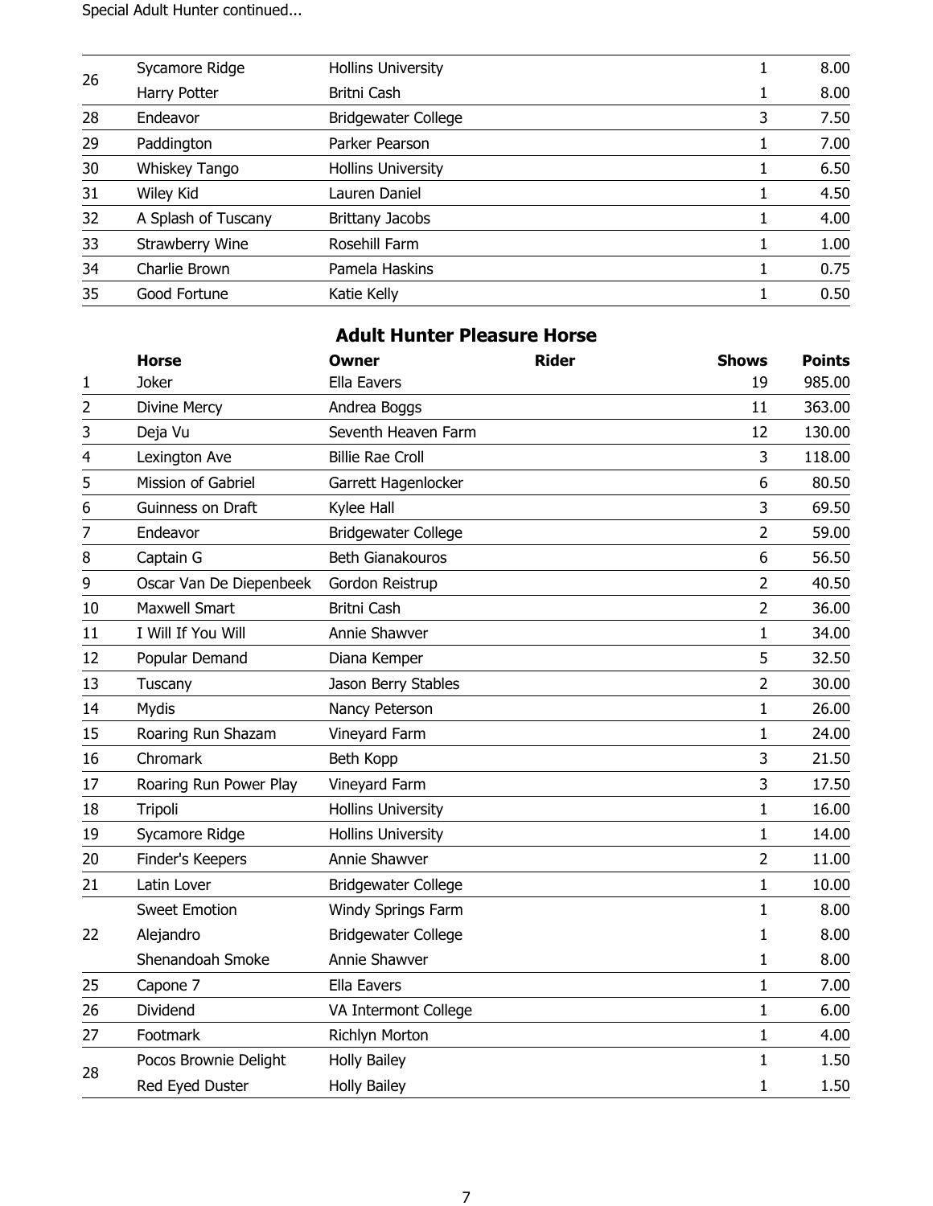Special Adult Hunter continued...

| | | | | | |
|---|---|---|---|---|---|
| 26 | Sycamore Ridge | Hollins University | | 1 | 8.00 |
| | Harry Potter | Britni Cash | | 1 | 8.00 |
| 28 | Endeavor | Bridgewater College | | 3 | 7.50 |
| 29 | Paddington | Parker Pearson | | 1 | 7.00 |
| 30 | Whiskey Tango | Hollins University | | 1 | 6.50 |
| 31 | Wiley Kid | Lauren Daniel | | 1 | 4.50 |
| 32 | A Splash of Tuscany | Brittany Jacobs | | 1 | 4.00 |
| 33 | Strawberry Wine | Rosehill Farm | | 1 | 1.00 |
| 34 | Charlie Brown | Pamela Haskins | | 1 | 0.75 |
| 35 | Good Fortune | Katie Kelly | | 1 | 0.50 |

## Adult Hunter Pleasure Horse

| | Horse | Owner | Rider | Shows | Points |
|---|---|---|---|---|---|
| 1 | Joker | Ella Eavers | | 19 | 985.00 |
| 2 | Divine Mercy | Andrea Boggs | | 11 | 363.00 |
| 3 | Deja Vu | Seventh Heaven Farm | | 12 | 130.00 |
| 4 | Lexington Ave | Billie Rae Croll | | 3 | 118.00 |
| 5 | Mission of Gabriel | Garrett Hagenlocker | | 6 | 80.50 |
| 6 | Guinness on Draft | Kylee Hall | | 3 | 69.50 |
| 7 | Endeavor | Bridgewater College | | 2 | 59.00 |
| 8 | Captain G | Beth Gianakouros | | 6 | 56.50 |
| 9 | Oscar Van De Diepenbeek | Gordon Reistrup | | 2 | 40.50 |
| 10 | Maxwell Smart | Britni Cash | | 2 | 36.00 |
| 11 | I Will If You Will | Annie Shawver | | 1 | 34.00 |
| 12 | Popular Demand | Diana Kemper | | 5 | 32.50 |
| 13 | Tuscany | Jason Berry Stables | | 2 | 30.00 |
| 14 | Mydis | Nancy Peterson | | 1 | 26.00 |
| 15 | Roaring Run Shazam | Vineyard Farm | | 1 | 24.00 |
| 16 | Chromark | Beth Kopp | | 3 | 21.50 |
| 17 | Roaring Run Power Play | Vineyard Farm | | 3 | 17.50 |
| 18 | Tripoli | Hollins University | | 1 | 16.00 |
| 19 | Sycamore Ridge | Hollins University | | 1 | 14.00 |
| 20 | Finder's Keepers | Annie Shawver | | 2 | 11.00 |
| 21 | Latin Lover | Bridgewater College | | 1 | 10.00 |
| | Sweet Emotion | Windy Springs Farm | | 1 | 8.00 |
| 22 | Alejandro | Bridgewater College | | 1 | 8.00 |
| | Shenandoah Smoke | Annie Shawver | | 1 | 8.00 |
| 25 | Capone 7 | Ella Eavers | | 1 | 7.00 |
| 26 | Dividend | VA Intermont College | | 1 | 6.00 |
| 27 | Footmark | Richlyn Morton | | 1 | 4.00 |
| 28 | Pocos Brownie Delight | Holly Bailey | | 1 | 1.50 |
| | Red Eyed Duster | Holly Bailey | | 1 | 1.50 |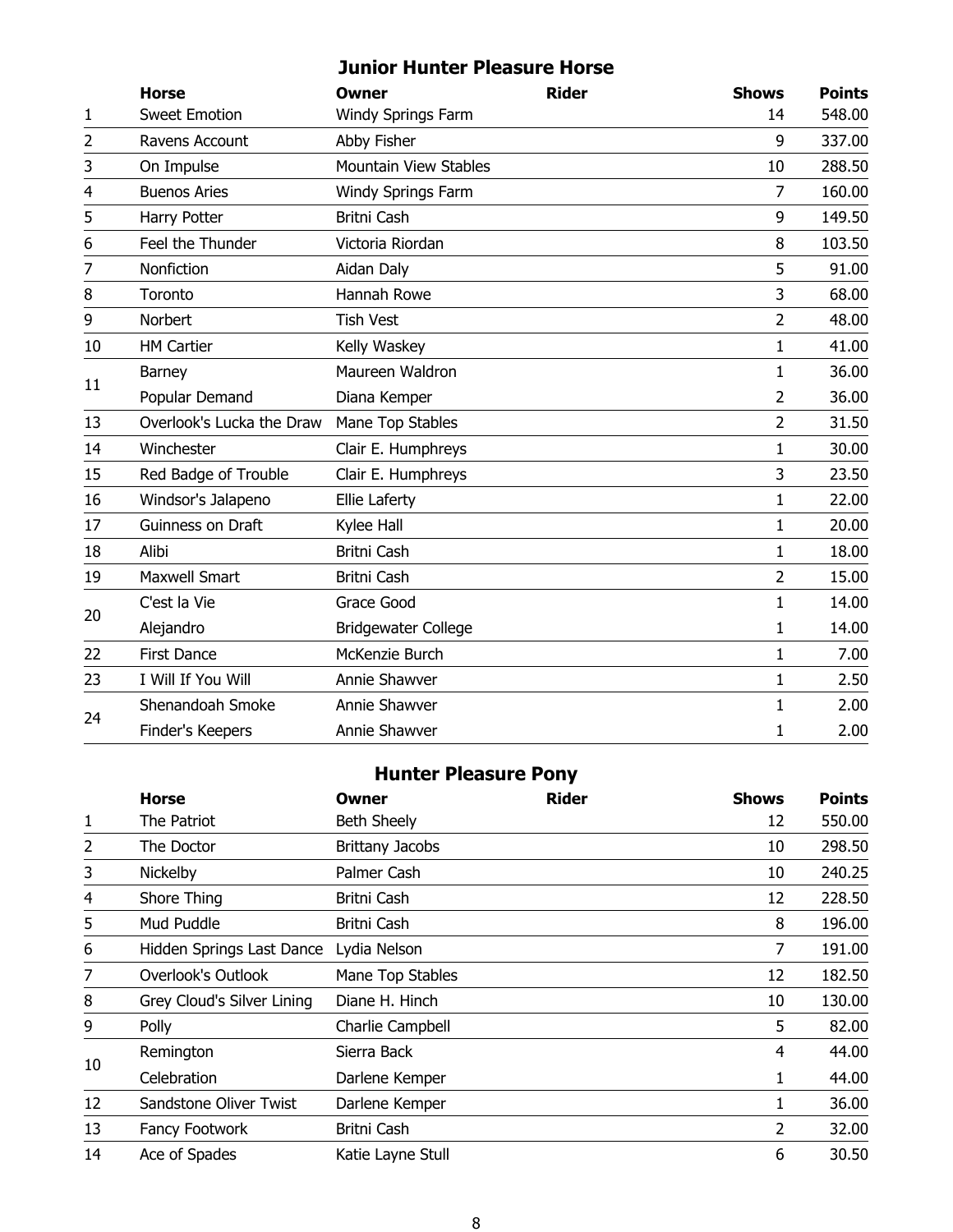## Junior Hunter Pleasure Horse

| | Horse | Owner | Rider | Shows | Points |
|---|---|---|---|---|---|
| 1 | Sweet Emotion | Windy Springs Farm | | 14 | 548.00 |
| 2 | Ravens Account | Abby Fisher | | 9 | 337.00 |
| 3 | On Impulse | Mountain View Stables | | 10 | 288.50 |
| 4 | Buenos Aries | Windy Springs Farm | | 7 | 160.00 |
| 5 | Harry Potter | Britni Cash | | 9 | 149.50 |
| 6 | Feel the Thunder | Victoria Riordan | | 8 | 103.50 |
| 7 | Nonfiction | Aidan Daly | | 5 | 91.00 |
| 8 | Toronto | Hannah Rowe | | 3 | 68.00 |
| 9 | Norbert | Tish Vest | | 2 | 48.00 |
| 10 | HM Cartier | Kelly Waskey | | 1 | 41.00 |
| 11 | Barney | Maureen Waldron | | 1 | 36.00 |
| | Popular Demand | Diana Kemper | | 2 | 36.00 |
| 13 | Overlook's Lucka the Draw | Mane Top Stables | | 2 | 31.50 |
| 14 | Winchester | Clair E. Humphreys | | 1 | 30.00 |
| 15 | Red Badge of Trouble | Clair E. Humphreys | | 3 | 23.50 |
| 16 | Windsor's Jalapeno | Ellie Laferty | | 1 | 22.00 |
| 17 | Guinness on Draft | Kylee Hall | | 1 | 20.00 |
| 18 | Alibi | Britni Cash | | 1 | 18.00 |
| 19 | Maxwell Smart | Britni Cash | | 2 | 15.00 |
| 20 | C'est la Vie | Grace Good | | 1 | 14.00 |
| | Alejandro | Bridgewater College | | 1 | 14.00 |
| 22 | First Dance | McKenzie Burch | | 1 | 7.00 |
| 23 | I Will If You Will | Annie Shawver | | 1 | 2.50 |
| 24 | Shenandoah Smoke | Annie Shawver | | 1 | 2.00 |
| | Finder's Keepers | Annie Shawver | | 1 | 2.00 |

## Hunter Pleasure Pony

| | Horse | Owner | Rider | Shows | Points |
|---|---|---|---|---|---|
| 1 | The Patriot | Beth Sheely | | 12 | 550.00 |
| 2 | The Doctor | Brittany Jacobs | | 10 | 298.50 |
| 3 | Nickelby | Palmer Cash | | 10 | 240.25 |
| 4 | Shore Thing | Britni Cash | | 12 | 228.50 |
| 5 | Mud Puddle | Britni Cash | | 8 | 196.00 |
| 6 | Hidden Springs Last Dance | Lydia Nelson | | 7 | 191.00 |
| 7 | Overlook's Outlook | Mane Top Stables | | 12 | 182.50 |
| 8 | Grey Cloud's Silver Lining | Diane H. Hinch | | 10 | 130.00 |
| 9 | Polly | Charlie Campbell | | 5 | 82.00 |
| 10 | Remington | Sierra Back | | 4 | 44.00 |
| | Celebration | Darlene Kemper | | 1 | 44.00 |
| 12 | Sandstone Oliver Twist | Darlene Kemper | | 1 | 36.00 |
| 13 | Fancy Footwork | Britni Cash | | 2 | 32.00 |
| 14 | Ace of Spades | Katie Layne Stull | | 6 | 30.50 |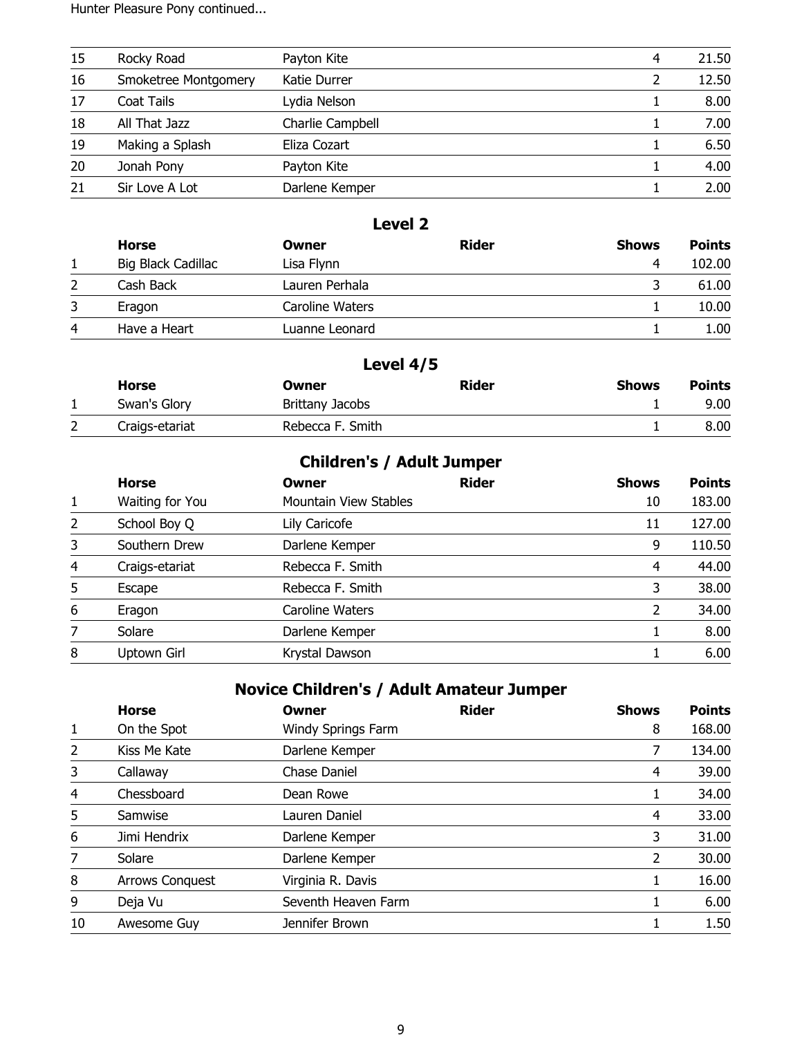Hunter Pleasure Pony continued...

| | Horse | Owner | Rider | Shows | Points |
|---|---|---|---|---|---|
| 15 | Rocky Road | Payton Kite | | 4 | 21.50 |
| 16 | Smoketree Montgomery | Katie Durrer | | 2 | 12.50 |
| 17 | Coat Tails | Lydia Nelson | | 1 | 8.00 |
| 18 | All That Jazz | Charlie Campbell | | 1 | 7.00 |
| 19 | Making a Splash | Eliza Cozart | | 1 | 6.50 |
| 20 | Jonah Pony | Payton Kite | | 1 | 4.00 |
| 21 | Sir Love A Lot | Darlene Kemper | | 1 | 2.00 |

## Level 2

| | Horse | Owner | Rider | Shows | Points |
|---|---|---|---|---|---|
| 1 | Big Black Cadillac | Lisa Flynn | | 4 | 102.00 |
| 2 | Cash Back | Lauren Perhala | | 3 | 61.00 |
| 3 | Eragon | Caroline Waters | | 1 | 10.00 |
| 4 | Have a Heart | Luanne Leonard | | 1 | 1.00 |

## Level 4/5

| | Horse | Owner | Rider | Shows | Points |
|---|---|---|---|---|---|
| 1 | Swan's Glory | Brittany Jacobs | | 1 | 9.00 |
| 2 | Craigs-etariat | Rebecca F. Smith | | 1 | 8.00 |

## Children's / Adult Jumper

| | Horse | Owner | Rider | Shows | Points |
|---|---|---|---|---|---|
| 1 | Waiting for You | Mountain View Stables | | 10 | 183.00 |
| 2 | School Boy Q | Lily Caricofe | | 11 | 127.00 |
| 3 | Southern Drew | Darlene Kemper | | 9 | 110.50 |
| 4 | Craigs-etariat | Rebecca F. Smith | | 4 | 44.00 |
| 5 | Escape | Rebecca F. Smith | | 3 | 38.00 |
| 6 | Eragon | Caroline Waters | | 2 | 34.00 |
| 7 | Solare | Darlene Kemper | | 1 | 8.00 |
| 8 | Uptown Girl | Krystal Dawson | | 1 | 6.00 |

## Novice Children's / Adult Amateur Jumper

| | Horse | Owner | Rider | Shows | Points |
|---|---|---|---|---|---|
| 1 | On the Spot | Windy Springs Farm | | 8 | 168.00 |
| 2 | Kiss Me Kate | Darlene Kemper | | 7 | 134.00 |
| 3 | Callaway | Chase Daniel | | 4 | 39.00 |
| 4 | Chessboard | Dean Rowe | | 1 | 34.00 |
| 5 | Samwise | Lauren Daniel | | 4 | 33.00 |
| 6 | Jimi Hendrix | Darlene Kemper | | 3 | 31.00 |
| 7 | Solare | Darlene Kemper | | 2 | 30.00 |
| 8 | Arrows Conquest | Virginia R. Davis | | 1 | 16.00 |
| 9 | Deja Vu | Seventh Heaven Farm | | 1 | 6.00 |
| 10 | Awesome Guy | Jennifer Brown | | 1 | 1.50 |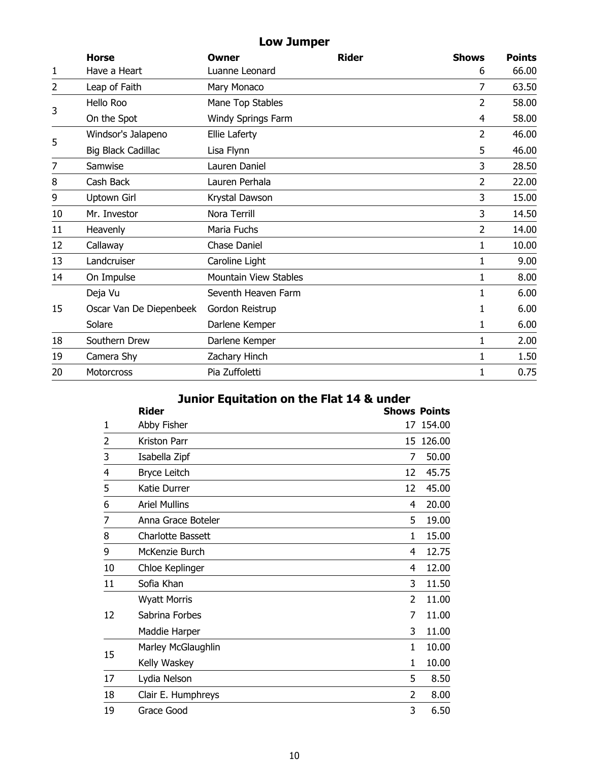## Low Jumper

| | Horse | Owner | Rider | Shows | Points |
|---|---|---|---|---|---|
| 1 | Have a Heart | Luanne Leonard | | 6 | 66.00 |
| 2 | Leap of Faith | Mary Monaco | | 7 | 63.50 |
| 3 | Hello Roo | Mane Top Stables | | 2 | 58.00 |
| | On the Spot | Windy Springs Farm | | 4 | 58.00 |
| 5 | Windsor's Jalapeno | Ellie Laferty | | 2 | 46.00 |
| | Big Black Cadillac | Lisa Flynn | | 5 | 46.00 |
| 7 | Samwise | Lauren Daniel | | 3 | 28.50 |
| 8 | Cash Back | Lauren Perhala | | 2 | 22.00 |
| 9 | Uptown Girl | Krystal Dawson | | 3 | 15.00 |
| 10 | Mr. Investor | Nora Terrill | | 3 | 14.50 |
| 11 | Heavenly | Maria Fuchs | | 2 | 14.00 |
| 12 | Callaway | Chase Daniel | | 1 | 10.00 |
| 13 | Landcruiser | Caroline Light | | 1 | 9.00 |
| 14 | On Impulse | Mountain View Stables | | 1 | 8.00 |
| 15 | Deja Vu | Seventh Heaven Farm | | 1 | 6.00 |
| | Oscar Van De Diepenbeek | Gordon Reistrup | | 1 | 6.00 |
| | Solare | Darlene Kemper | | 1 | 6.00 |
| 18 | Southern Drew | Darlene Kemper | | 1 | 2.00 |
| 19 | Camera Shy | Zachary Hinch | | 1 | 1.50 |
| 20 | Motorcross | Pia Zuffoletti | | 1 | 0.75 |

## Junior Equitation on the Flat 14 & under

| | Rider | Shows | Points |
|---|---|---|---|
| 1 | Abby Fisher | 17 | 154.00 |
| 2 | Kriston Parr | 15 | 126.00 |
| 3 | Isabella Zipf | 7 | 50.00 |
| 4 | Bryce Leitch | 12 | 45.75 |
| 5 | Katie Durrer | 12 | 45.00 |
| 6 | Ariel Mullins | 4 | 20.00 |
| 7 | Anna Grace Boteler | 5 | 19.00 |
| 8 | Charlotte Bassett | 1 | 15.00 |
| 9 | McKenzie Burch | 4 | 12.75 |
| 10 | Chloe Keplinger | 4 | 12.00 |
| 11 | Sofia Khan | 3 | 11.50 |
| 12 | Wyatt Morris | 2 | 11.00 |
| | Sabrina Forbes | 7 | 11.00 |
| | Maddie Harper | 3 | 11.00 |
| 15 | Marley McGlaughlin | 1 | 10.00 |
| | Kelly Waskey | 1 | 10.00 |
| 17 | Lydia Nelson | 5 | 8.50 |
| 18 | Clair E. Humphreys | 2 | 8.00 |
| 19 | Grace Good | 3 | 6.50 |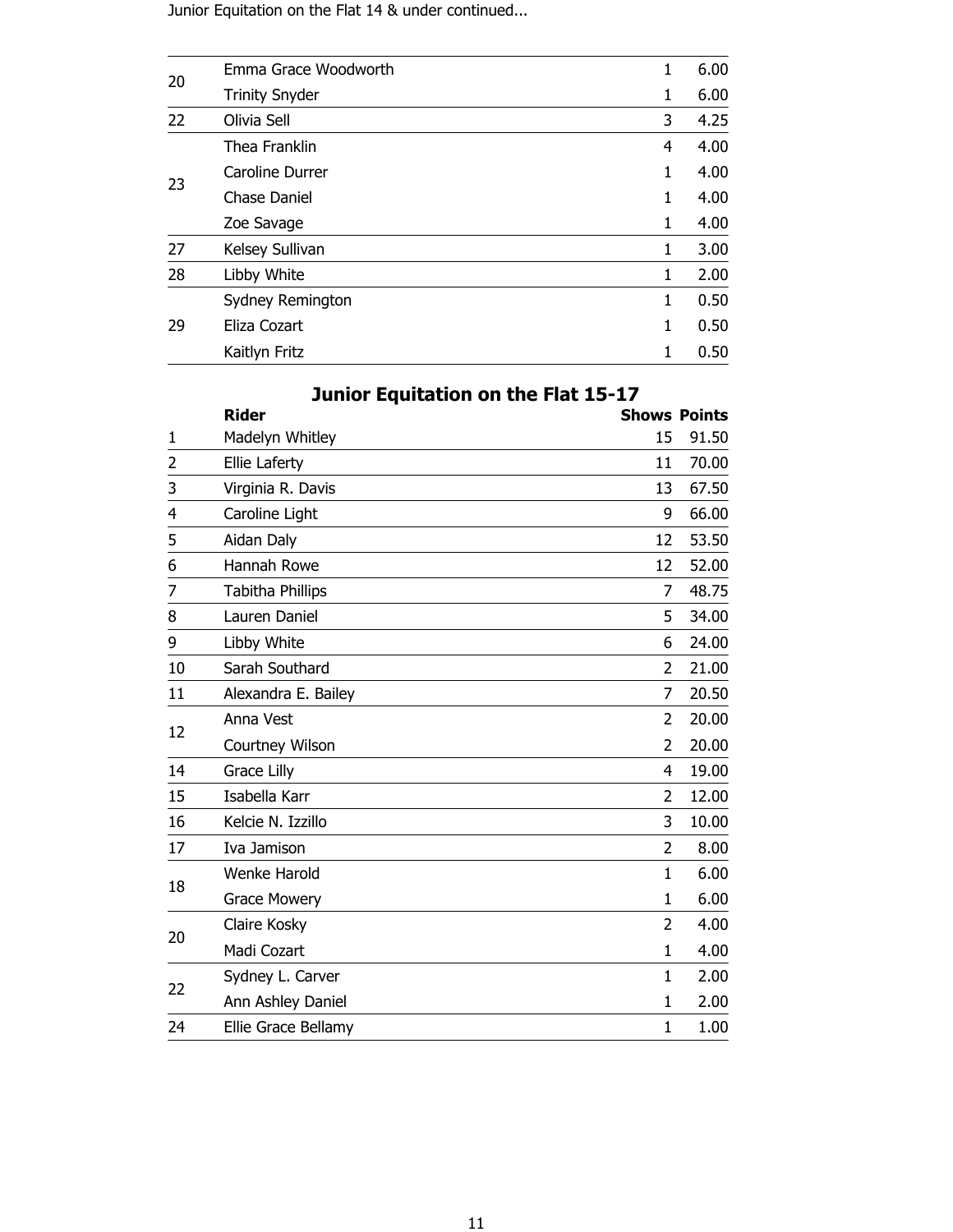Junior Equitation on the Flat 14 & under continued...

| | | | |
|---|---|---|---|
| 20 | Emma Grace Woodworth | 1 | 6.00 |
| | Trinity Snyder | 1 | 6.00 |
| 22 | Olivia Sell | 3 | 4.25 |
| 23 | Thea Franklin | 4 | 4.00 |
| | Caroline Durrer | 1 | 4.00 |
| | Chase Daniel | 1 | 4.00 |
| | Zoe Savage | 1 | 4.00 |
| 27 | Kelsey Sullivan | 1 | 3.00 |
| 28 | Libby White | 1 | 2.00 |
| 29 | Sydney Remington | 1 | 0.50 |
| | Eliza Cozart | 1 | 0.50 |
| | Kaitlyn Fritz | 1 | 0.50 |

## Junior Equitation on the Flat 15-17

| | Rider | Shows | Points |
|---|---|---|---|
| 1 | Madelyn Whitley | 15 | 91.50 |
| 2 | Ellie Laferty | 11 | 70.00 |
| 3 | Virginia R. Davis | 13 | 67.50 |
| 4 | Caroline Light | 9 | 66.00 |
| 5 | Aidan Daly | 12 | 53.50 |
| 6 | Hannah Rowe | 12 | 52.00 |
| 7 | Tabitha Phillips | 7 | 48.75 |
| 8 | Lauren Daniel | 5 | 34.00 |
| 9 | Libby White | 6 | 24.00 |
| 10 | Sarah Southard | 2 | 21.00 |
| 11 | Alexandra E. Bailey | 7 | 20.50 |
| 12 | Anna Vest | 2 | 20.00 |
| | Courtney Wilson | 2 | 20.00 |
| 14 | Grace Lilly | 4 | 19.00 |
| 15 | Isabella Karr | 2 | 12.00 |
| 16 | Kelcie N. Izzillo | 3 | 10.00 |
| 17 | Iva Jamison | 2 | 8.00 |
| 18 | Wenke Harold | 1 | 6.00 |
| | Grace Mowery | 1 | 6.00 |
| 20 | Claire Kosky | 2 | 4.00 |
| | Madi Cozart | 1 | 4.00 |
| 22 | Sydney L. Carver | 1 | 2.00 |
| | Ann Ashley Daniel | 1 | 2.00 |
| 24 | Ellie Grace Bellamy | 1 | 1.00 |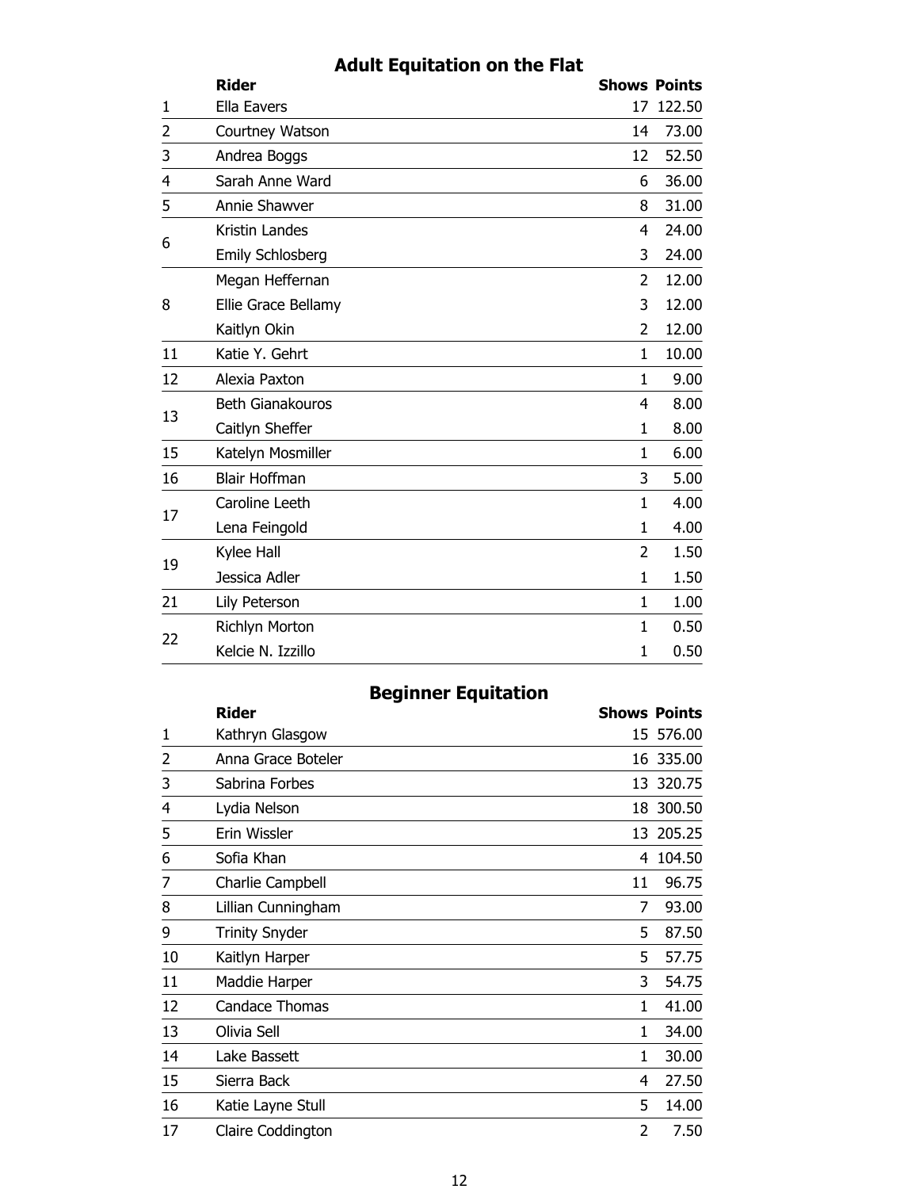## Adult Equitation on the Flat

| | Rider | Shows | Points |
|---|---|---|---|
| 1 | Ella Eavers | 17 | 122.50 |
| 2 | Courtney Watson | 14 | 73.00 |
| 3 | Andrea Boggs | 12 | 52.50 |
| 4 | Sarah Anne Ward | 6 | 36.00 |
| 5 | Annie Shawver | 8 | 31.00 |
| 6 | Kristin Landes | 4 | 24.00 |
| | Emily Schlosberg | 3 | 24.00 |
| 8 | Megan Heffernan | 2 | 12.00 |
| | Ellie Grace Bellamy | 3 | 12.00 |
| | Kaitlyn Okin | 2 | 12.00 |
| 11 | Katie Y. Gehrt | 1 | 10.00 |
| 12 | Alexia Paxton | 1 | 9.00 |
| 13 | Beth Gianakouros | 4 | 8.00 |
| | Caitlyn Sheffer | 1 | 8.00 |
| 15 | Katelyn Mosmiller | 1 | 6.00 |
| 16 | Blair Hoffman | 3 | 5.00 |
| 17 | Caroline Leeth | 1 | 4.00 |
| | Lena Feingold | 1 | 4.00 |
| 19 | Kylee Hall | 2 | 1.50 |
| | Jessica Adler | 1 | 1.50 |
| 21 | Lily Peterson | 1 | 1.00 |
| 22 | Richlyn Morton | 1 | 0.50 |
| | Kelcie N. Izzillo | 1 | 0.50 |

## Beginner Equitation

| | Rider | Shows | Points |
|---|---|---|---|
| 1 | Kathryn Glasgow | 15 | 576.00 |
| 2 | Anna Grace Boteler | 16 | 335.00 |
| 3 | Sabrina Forbes | 13 | 320.75 |
| 4 | Lydia Nelson | 18 | 300.50 |
| 5 | Erin Wissler | 13 | 205.25 |
| 6 | Sofia Khan | 4 | 104.50 |
| 7 | Charlie Campbell | 11 | 96.75 |
| 8 | Lillian Cunningham | 7 | 93.00 |
| 9 | Trinity Snyder | 5 | 87.50 |
| 10 | Kaitlyn Harper | 5 | 57.75 |
| 11 | Maddie Harper | 3 | 54.75 |
| 12 | Candace Thomas | 1 | 41.00 |
| 13 | Olivia Sell | 1 | 34.00 |
| 14 | Lake Bassett | 1 | 30.00 |
| 15 | Sierra Back | 4 | 27.50 |
| 16 | Katie Layne Stull | 5 | 14.00 |
| 17 | Claire Coddington | 2 | 7.50 |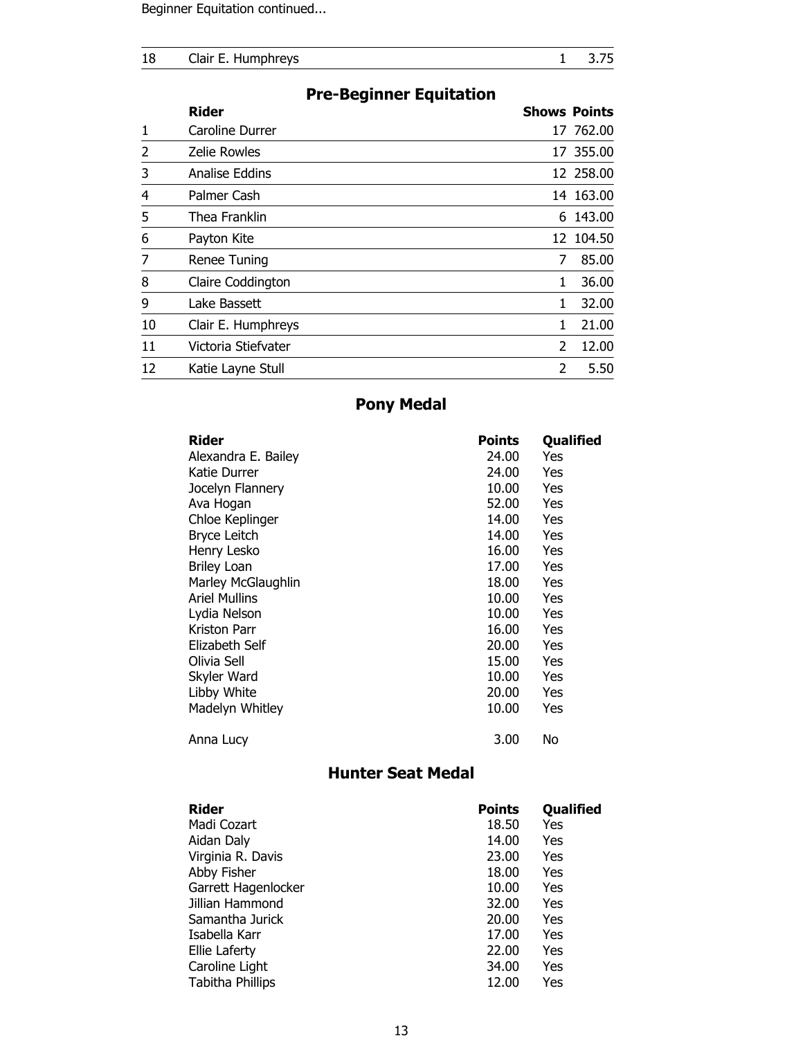Beginner Equitation continued...

| | | | |
|---|---|---|---|
| 18 | Clair E. Humphreys | 1 | 3.75 |

## Pre-Beginner Equitation

| | Rider | Shows | Points |
|---|---|---|---|
| 1 | Caroline Durrer | 17 | 762.00 |
| 2 | Zelie Rowles | 17 | 355.00 |
| 3 | Analise Eddins | 12 | 258.00 |
| 4 | Palmer Cash | 14 | 163.00 |
| 5 | Thea Franklin | 6 | 143.00 |
| 6 | Payton Kite | 12 | 104.50 |
| 7 | Renee Tuning | 7 | 85.00 |
| 8 | Claire Coddington | 1 | 36.00 |
| 9 | Lake Bassett | 1 | 32.00 |
| 10 | Clair E. Humphreys | 1 | 21.00 |
| 11 | Victoria Stiefvater | 2 | 12.00 |
| 12 | Katie Layne Stull | 2 | 5.50 |

## Pony Medal

| Rider | Points | Qualified |
|---|---|---|
| Alexandra E. Bailey | 24.00 | Yes |
| Katie Durrer | 24.00 | Yes |
| Jocelyn Flannery | 10.00 | Yes |
| Ava Hogan | 52.00 | Yes |
| Chloe Keplinger | 14.00 | Yes |
| Bryce Leitch | 14.00 | Yes |
| Henry Lesko | 16.00 | Yes |
| Briley Loan | 17.00 | Yes |
| Marley McGlaughlin | 18.00 | Yes |
| Ariel Mullins | 10.00 | Yes |
| Lydia Nelson | 10.00 | Yes |
| Kriston Parr | 16.00 | Yes |
| Elizabeth Self | 20.00 | Yes |
| Olivia Sell | 15.00 | Yes |
| Skyler Ward | 10.00 | Yes |
| Libby White | 20.00 | Yes |
| Madelyn Whitley | 10.00 | Yes |
| Anna Lucy | 3.00 | No |

## Hunter Seat Medal

| Rider | Points | Qualified |
|---|---|---|
| Madi Cozart | 18.50 | Yes |
| Aidan Daly | 14.00 | Yes |
| Virginia R. Davis | 23.00 | Yes |
| Abby Fisher | 18.00 | Yes |
| Garrett Hagenlocker | 10.00 | Yes |
| Jillian Hammond | 32.00 | Yes |
| Samantha Jurick | 20.00 | Yes |
| Isabella Karr | 17.00 | Yes |
| Ellie Laferty | 22.00 | Yes |
| Caroline Light | 34.00 | Yes |
| Tabitha Phillips | 12.00 | Yes |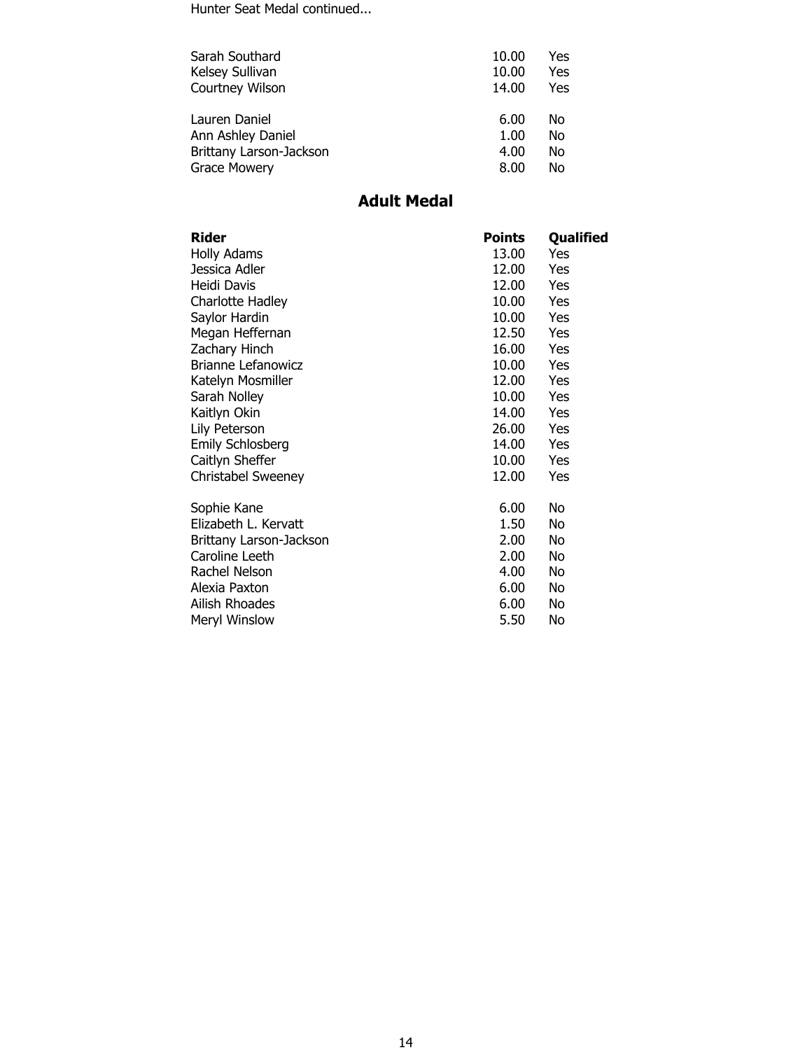Hunter Seat Medal continued...

| | | |
|---|---|---|
| Sarah Southard | 10.00 | Yes |
| Kelsey Sullivan | 10.00 | Yes |
| Courtney Wilson | 14.00 | Yes |
| | | |
| Lauren Daniel | 6.00 | No |
| Ann Ashley Daniel | 1.00 | No |
| Brittany Larson-Jackson | 4.00 | No |
| Grace Mowery | 8.00 | No |

## Adult Medal

| Rider | Points | Qualified |
|---|---|---|
| Holly Adams | 13.00 | Yes |
| Jessica Adler | 12.00 | Yes |
| Heidi Davis | 12.00 | Yes |
| Charlotte Hadley | 10.00 | Yes |
| Saylor Hardin | 10.00 | Yes |
| Megan Heffernan | 12.50 | Yes |
| Zachary Hinch | 16.00 | Yes |
| Brianne Lefanowicz | 10.00 | Yes |
| Katelyn Mosmiller | 12.00 | Yes |
| Sarah Nolley | 10.00 | Yes |
| Kaitlyn Okin | 14.00 | Yes |
| Lily Peterson | 26.00 | Yes |
| Emily Schlosberg | 14.00 | Yes |
| Caitlyn Sheffer | 10.00 | Yes |
| Christabel Sweeney | 12.00 | Yes |
| | | |
| Sophie Kane | 6.00 | No |
| Elizabeth L. Kervatt | 1.50 | No |
| Brittany Larson-Jackson | 2.00 | No |
| Caroline Leeth | 2.00 | No |
| Rachel Nelson | 4.00 | No |
| Alexia Paxton | 6.00 | No |
| Ailish Rhoades | 6.00 | No |
| Meryl Winslow | 5.50 | No |